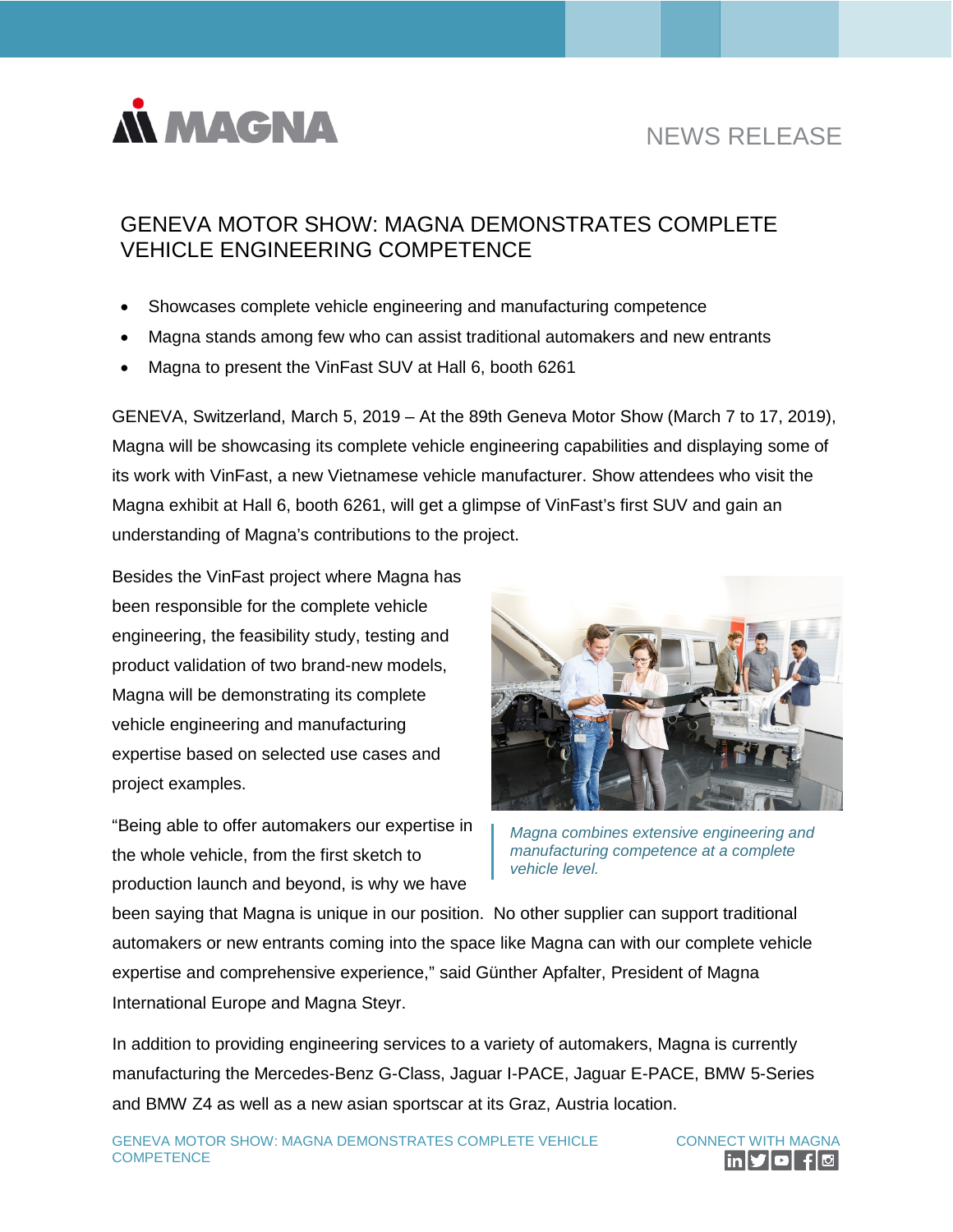NEWS RELEASE

# GENEVA MOTOR SHOW: MAGNA DEMONSTRATES COMPLETE VEHICLE ENGINEERING COMPETENCE

- Showcases complete vehicle engineering and manufacturing competence
- Magna stands among few who can assist traditional automakers and new entrants
- Magna to present the VinFast SUV at Hall 6, booth 6261

GENEVA, Switzerland, March 5, 2019 – At the 89th Geneva Motor Show (March 7 to 17, 2019), Magna will be showcasing its complete vehicle engineering capabilities and displaying some of its work with VinFast, a new Vietnamese vehicle manufacturer. Show attendees who visit the Magna exhibit at Hall 6, booth 6261, will get a glimpse of VinFast's first SUV and gain an understanding of Magna's contributions to the project.

Besides the VinFast project where Magna has been responsible for the complete vehicle engineering, the feasibility study, testing and product validation of two brand-new models, Magna will be demonstrating its complete vehicle engineering and manufacturing expertise based on selected use cases and project examples.

*Magna combines extensive engineering and manufacturing competence at a complete vehicle level.*

"Being able to offer automakers our expertise in the whole vehicle, from the first sketch to production launch and beyond, is why we have been saying that Magna is unique in our position. No other supplier can support traditional automakers or new entrants coming into the space like Magna can with our complete vehicle expertise and comprehensive experience," said Günther Apfalter, President of Magna International Europe and Magna Steyr.

In addition to providing engineering services to a variety of automakers, Magna is currently manufacturing the Mercedes-Benz G-Class, Jaguar I-PACE, Jaguar E-PACE, BMW 5-Series and BMW Z4 as well as a new asian sportscar at its Graz, Austria location.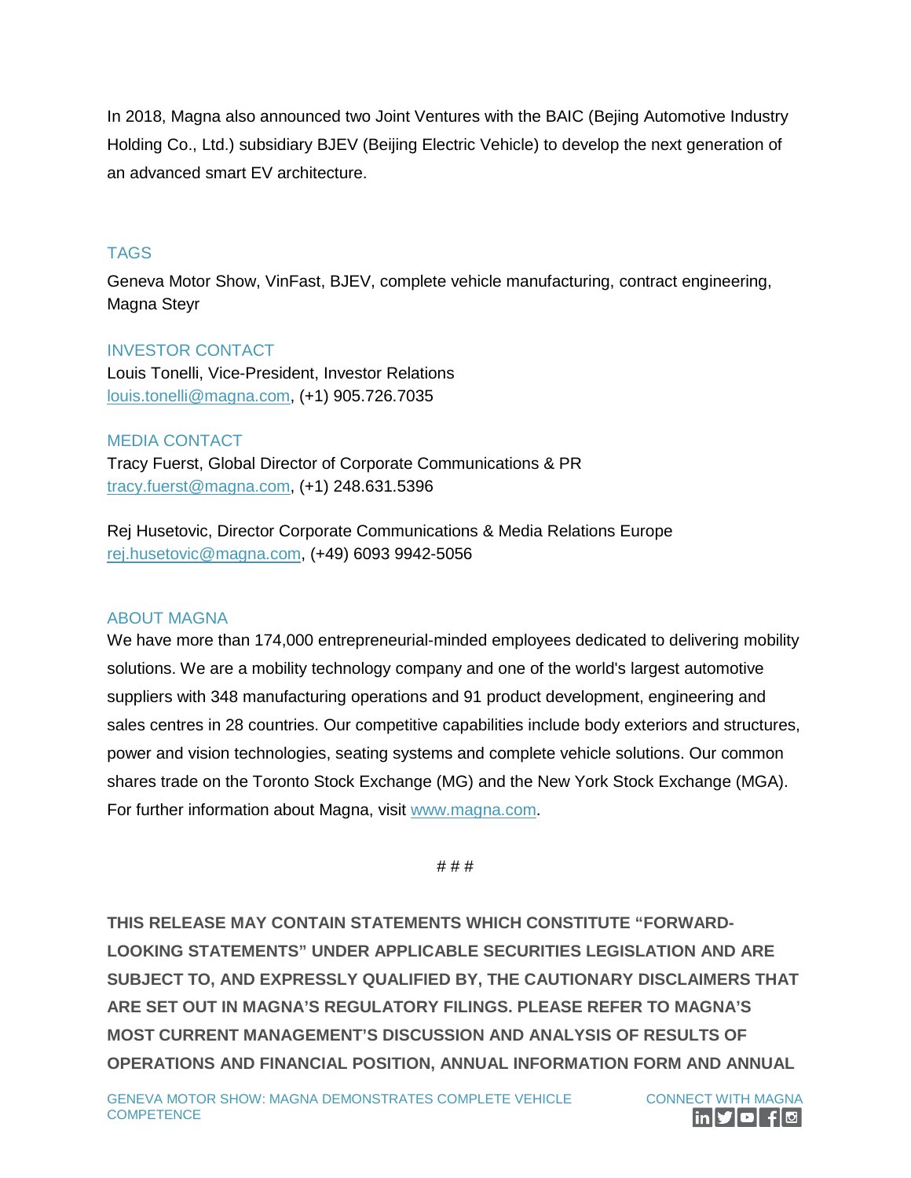In 2018, Magna also announced two Joint Ventures with the BAIC (Bejing Automotive Industry Holding Co., Ltd.) subsidiary BJEV (Beijing Electric Vehicle) to develop the next generation of an advanced smart EV architecture.

## TAGS

Geneva Motor Show, VinFast, BJEV, complete vehicle manufacturing, contract engineering, Magna Steyr

## INVESTOR CONTACT

Louis Tonelli, Vice-President, Investor Relations
louis.tonelli@magna.com, (+1) 905.726.7035

## MEDIA CONTACT

Tracy Fuerst, Global Director of Corporate Communications & PR
tracy.fuerst@magna.com, (+1) 248.631.5396

Rej Husetovic, Director Corporate Communications & Media Relations Europe
rej.husetovic@magna.com, (+49) 6093 9942-5056

## ABOUT MAGNA

We have more than 174,000 entrepreneurial-minded employees dedicated to delivering mobility solutions. We are a mobility technology company and one of the world's largest automotive suppliers with 348 manufacturing operations and 91 product development, engineering and sales centres in 28 countries. Our competitive capabilities include body exteriors and structures, power and vision technologies, seating systems and complete vehicle solutions. Our common shares trade on the Toronto Stock Exchange (MG) and the New York Stock Exchange (MGA). For further information about Magna, visit www.magna.com.

# # #

**THIS RELEASE MAY CONTAIN STATEMENTS WHICH CONSTITUTE "FORWARD-LOOKING STATEMENTS" UNDER APPLICABLE SECURITIES LEGISLATION AND ARE SUBJECT TO, AND EXPRESSLY QUALIFIED BY, THE CAUTIONARY DISCLAIMERS THAT ARE SET OUT IN MAGNA'S REGULATORY FILINGS. PLEASE REFER TO MAGNA'S MOST CURRENT MANAGEMENT'S DISCUSSION AND ANALYSIS OF RESULTS OF OPERATIONS AND FINANCIAL POSITION, ANNUAL INFORMATION FORM AND ANNUAL**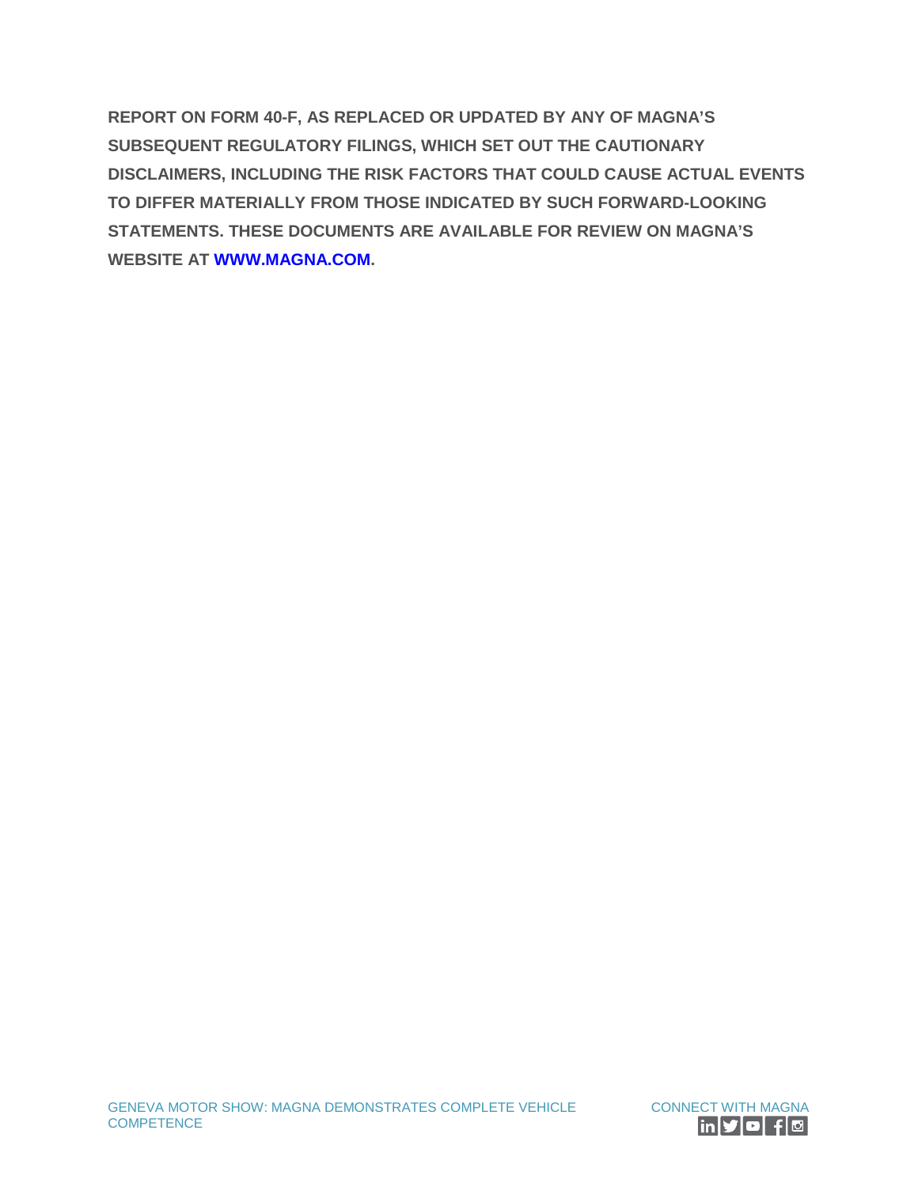**REPORT ON FORM 40-F, AS REPLACED OR UPDATED BY ANY OF MAGNA'S SUBSEQUENT REGULATORY FILINGS, WHICH SET OUT THE CAUTIONARY DISCLAIMERS, INCLUDING THE RISK FACTORS THAT COULD CAUSE ACTUAL EVENTS TO DIFFER MATERIALLY FROM THOSE INDICATED BY SUCH FORWARD-LOOKING STATEMENTS. THESE DOCUMENTS ARE AVAILABLE FOR REVIEW ON MAGNA'S WEBSITE AT WWW.MAGNA.COM.**